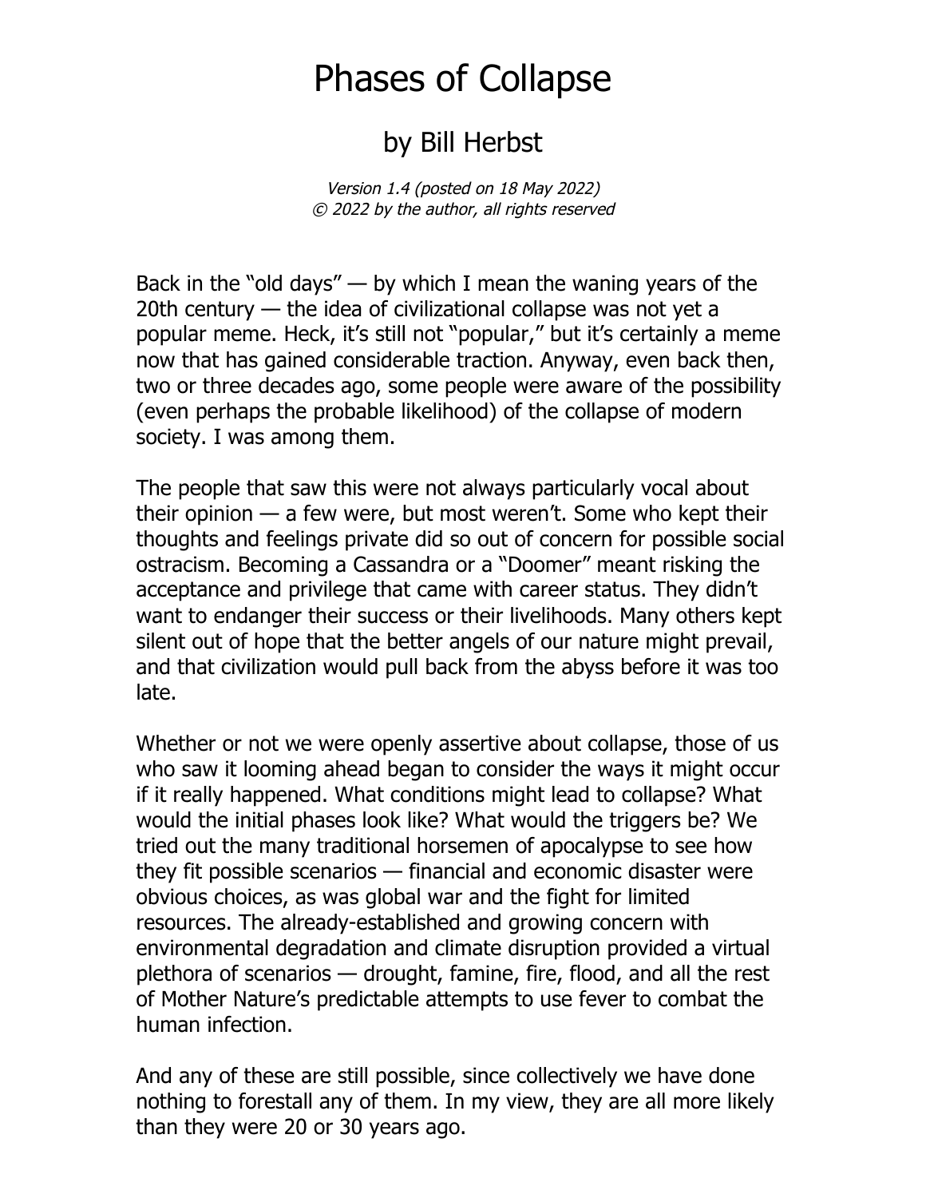# Phases of Collapse

## by Bill Herbst

*Version 1.4 (posted on 18 May 2022)*
*© 2022 by the author, all rights reserved*

Back in the "old days" — by which I mean the waning years of the 20th century — the idea of civilizational collapse was not yet a popular meme. Heck, it's still not "popular," but it's certainly a meme now that has gained considerable traction. Anyway, even back then, two or three decades ago, some people were aware of the possibility (even perhaps the probable likelihood) of the collapse of modern society. I was among them.

The people that saw this were not always particularly vocal about their opinion — a few were, but most weren't. Some who kept their thoughts and feelings private did so out of concern for possible social ostracism. Becoming a Cassandra or a "Doomer" meant risking the acceptance and privilege that came with career status. They didn't want to endanger their success or their livelihoods. Many others kept silent out of hope that the better angels of our nature might prevail, and that civilization would pull back from the abyss before it was too late.

Whether or not we were openly assertive about collapse, those of us who saw it looming ahead began to consider the ways it might occur if it really happened. What conditions might lead to collapse? What would the initial phases look like? What would the triggers be? We tried out the many traditional horsemen of apocalypse to see how they fit possible scenarios — financial and economic disaster were obvious choices, as was global war and the fight for limited resources. The already-established and growing concern with environmental degradation and climate disruption provided a virtual plethora of scenarios — drought, famine, fire, flood, and all the rest of Mother Nature's predictable attempts to use fever to combat the human infection.

And any of these are still possible, since collectively we have done nothing to forestall any of them. In my view, they are all more likely than they were 20 or 30 years ago.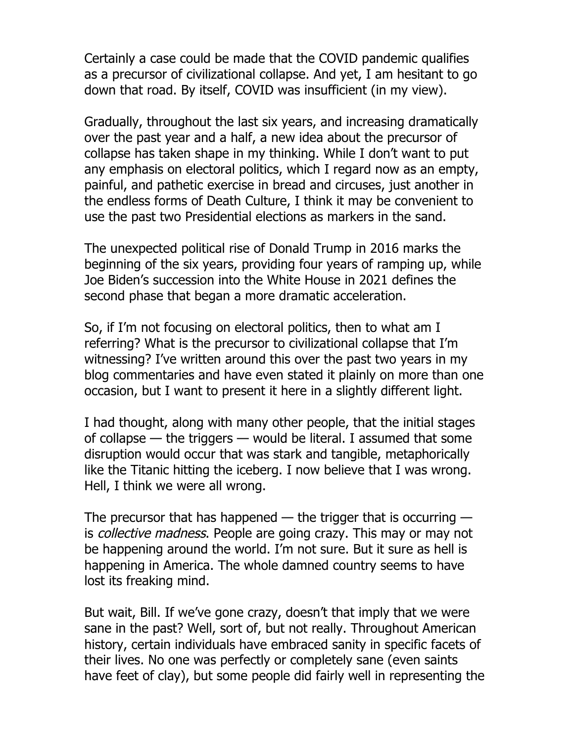Certainly a case could be made that the COVID pandemic qualifies as a precursor of civilizational collapse. And yet, I am hesitant to go down that road. By itself, COVID was insufficient (in my view).

Gradually, throughout the last six years, and increasing dramatically over the past year and a half, a new idea about the precursor of collapse has taken shape in my thinking. While I don't want to put any emphasis on electoral politics, which I regard now as an empty, painful, and pathetic exercise in bread and circuses, just another in the endless forms of Death Culture, I think it may be convenient to use the past two Presidential elections as markers in the sand.

The unexpected political rise of Donald Trump in 2016 marks the beginning of the six years, providing four years of ramping up, while Joe Biden's succession into the White House in 2021 defines the second phase that began a more dramatic acceleration.

So, if I'm not focusing on electoral politics, then to what am I referring? What is the precursor to civilizational collapse that I'm witnessing? I've written around this over the past two years in my blog commentaries and have even stated it plainly on more than one occasion, but I want to present it here in a slightly different light.

I had thought, along with many other people, that the initial stages of collapse — the triggers — would be literal. I assumed that some disruption would occur that was stark and tangible, metaphorically like the Titanic hitting the iceberg. I now believe that I was wrong. Hell, I think we were all wrong.

The precursor that has happened — the trigger that is occurring — is *collective madness*. People are going crazy. This may or may not be happening around the world. I'm not sure. But it sure as hell is happening in America. The whole damned country seems to have lost its freaking mind.

But wait, Bill. If we've gone crazy, doesn't that imply that we were sane in the past? Well, sort of, but not really. Throughout American history, certain individuals have embraced sanity in specific facets of their lives. No one was perfectly or completely sane (even saints have feet of clay), but some people did fairly well in representing the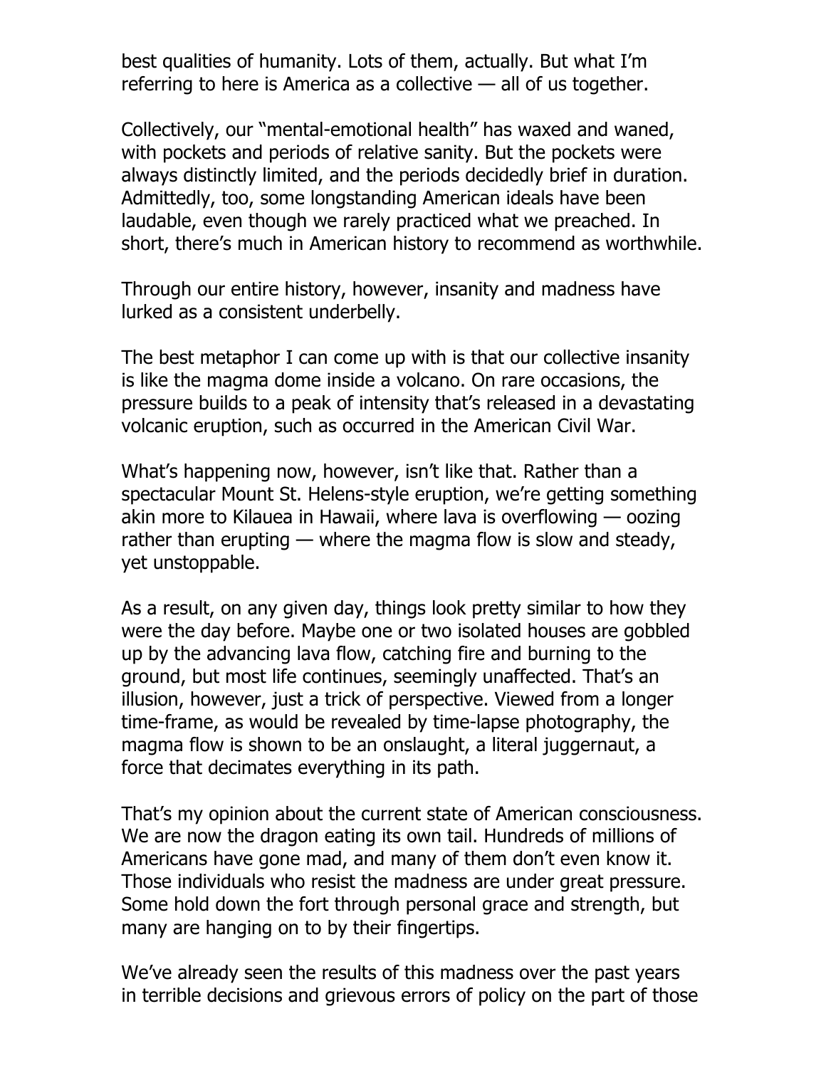best qualities of humanity. Lots of them, actually. But what I'm referring to here is America as a collective — all of us together.

Collectively, our "mental-emotional health" has waxed and waned, with pockets and periods of relative sanity. But the pockets were always distinctly limited, and the periods decidedly brief in duration. Admittedly, too, some longstanding American ideals have been laudable, even though we rarely practiced what we preached. In short, there's much in American history to recommend as worthwhile.

Through our entire history, however, insanity and madness have lurked as a consistent underbelly.

The best metaphor I can come up with is that our collective insanity is like the magma dome inside a volcano. On rare occasions, the pressure builds to a peak of intensity that's released in a devastating volcanic eruption, such as occurred in the American Civil War.

What's happening now, however, isn't like that. Rather than a spectacular Mount St. Helens-style eruption, we're getting something akin more to Kilauea in Hawaii, where lava is overflowing — oozing rather than erupting — where the magma flow is slow and steady, yet unstoppable.

As a result, on any given day, things look pretty similar to how they were the day before. Maybe one or two isolated houses are gobbled up by the advancing lava flow, catching fire and burning to the ground, but most life continues, seemingly unaffected. That's an illusion, however, just a trick of perspective. Viewed from a longer time-frame, as would be revealed by time-lapse photography, the magma flow is shown to be an onslaught, a literal juggernaut, a force that decimates everything in its path.

That's my opinion about the current state of American consciousness. We are now the dragon eating its own tail. Hundreds of millions of Americans have gone mad, and many of them don't even know it. Those individuals who resist the madness are under great pressure. Some hold down the fort through personal grace and strength, but many are hanging on to by their fingertips.

We've already seen the results of this madness over the past years in terrible decisions and grievous errors of policy on the part of those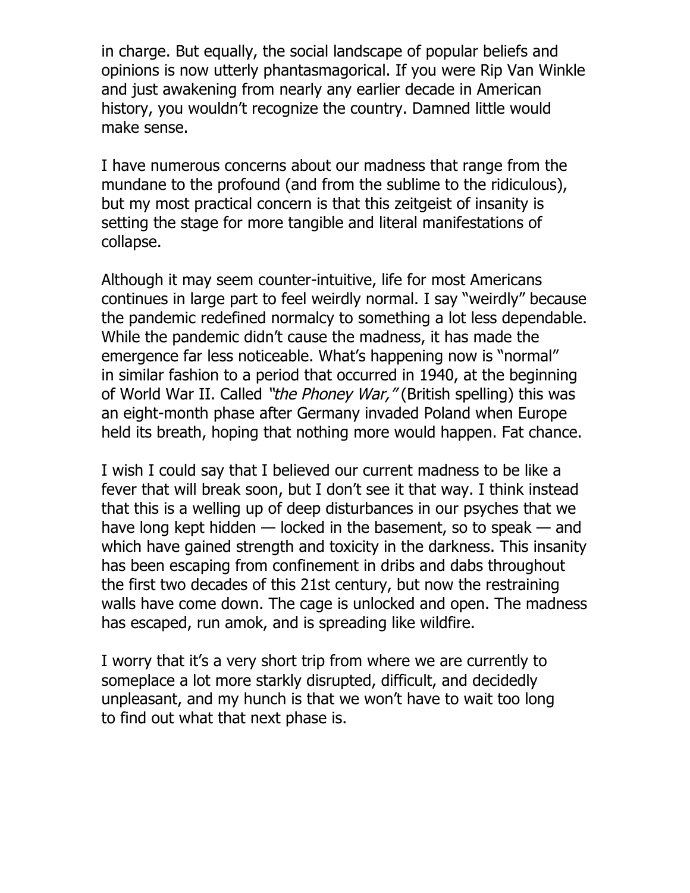in charge. But equally, the social landscape of popular beliefs and opinions is now utterly phantasmagorical. If you were Rip Van Winkle and just awakening from nearly any earlier decade in American history, you wouldn't recognize the country. Damned little would make sense.

I have numerous concerns about our madness that range from the mundane to the profound (and from the sublime to the ridiculous), but my most practical concern is that this zeitgeist of insanity is setting the stage for more tangible and literal manifestations of collapse.

Although it may seem counter-intuitive, life for most Americans continues in large part to feel weirdly normal. I say "weirdly" because the pandemic redefined normalcy to something a lot less dependable. While the pandemic didn't cause the madness, it has made the emergence far less noticeable. What's happening now is "normal" in similar fashion to a period that occurred in 1940, at the beginning of World War II. Called *"the Phoney War,"* (British spelling) this was an eight-month phase after Germany invaded Poland when Europe held its breath, hoping that nothing more would happen. Fat chance.

I wish I could say that I believed our current madness to be like a fever that will break soon, but I don't see it that way. I think instead that this is a welling up of deep disturbances in our psyches that we have long kept hidden — locked in the basement, so to speak — and which have gained strength and toxicity in the darkness. This insanity has been escaping from confinement in dribs and dabs throughout the first two decades of this 21st century, but now the restraining walls have come down. The cage is unlocked and open. The madness has escaped, run amok, and is spreading like wildfire.

I worry that it's a very short trip from where we are currently to someplace a lot more starkly disrupted, difficult, and decidedly unpleasant, and my hunch is that we won't have to wait too long to find out what that next phase is.